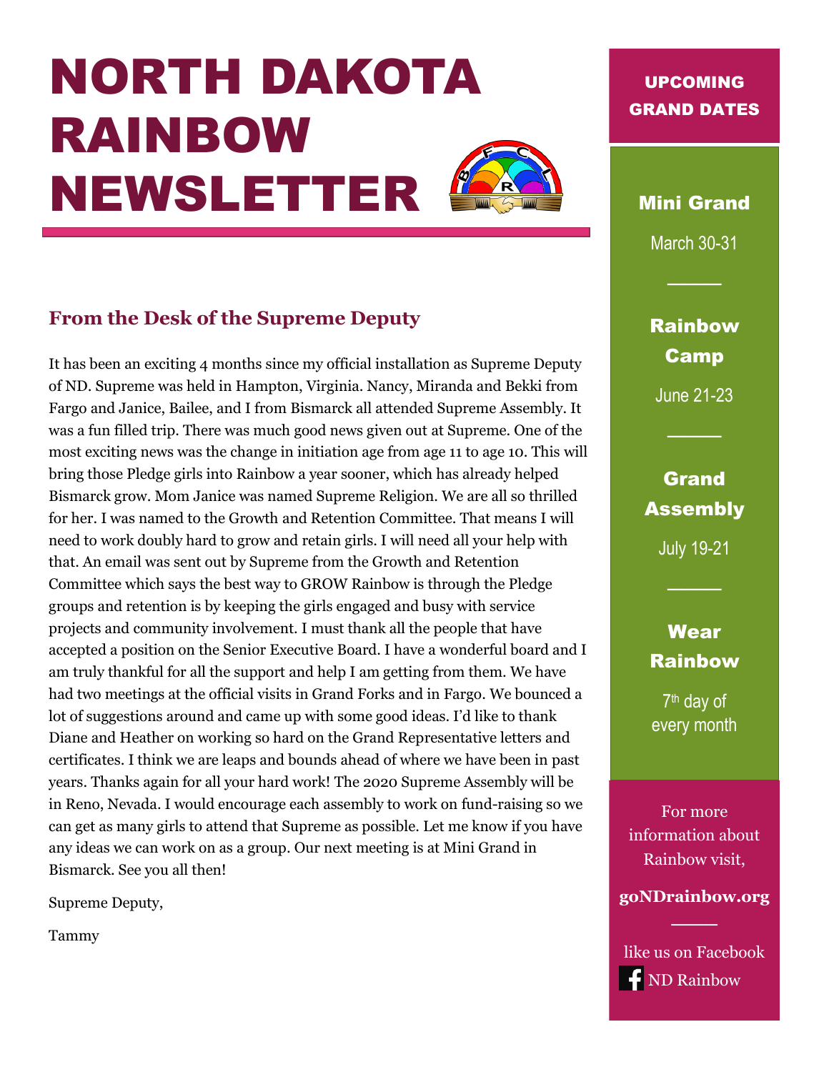# NORTH DAKOTA RAINBOW NEWSLETTER

## From the Desk of the Supreme Deputy

It has been an exciting 4 months since my official installation as Supreme Deputy of ND. Supreme was held in Hampton, Virginia. Nancy, Miranda and Bekki from Fargo and Janice, Bailee, and I from Bismarck all attended Supreme Assembly. It was a fun filled trip. There was much good news given out at Supreme. One of the most exciting news was the change in initiation age from age 11 to age 10. This will bring those Pledge girls into Rainbow a year sooner, which has already helped Bismarck grow. Mom Janice was named Supreme Religion. We are all so thrilled for her. I was named to the Growth and Retention Committee. That means I will need to work doubly hard to grow and retain girls. I will need all your help with that. An email was sent out by Supreme from the Growth and Retention Committee which says the best way to GROW Rainbow is through the Pledge groups and retention is by keeping the girls engaged and busy with service projects and community involvement. I must thank all the people that have accepted a position on the Senior Executive Board. I have a wonderful board and I am truly thankful for all the support and help I am getting from them. We have had two meetings at the official visits in Grand Forks and in Fargo. We bounced a lot of suggestions around and came up with some good ideas. I'd like to thank Diane and Heather on working so hard on the Grand Representative letters and certificates. I think we are leaps and bounds ahead of where we have been in past years. Thanks again for all your hard work! The 2020 Supreme Assembly will be in Reno, Nevada. I would encourage each assembly to work on fund-raising so we can get as many girls to attend that Supreme as possible. Let me know if you have any ideas we can work on as a group. Our next meeting is at Mini Grand in Bismarck. See you all then!

Supreme Deputy,

Tammy

## UPCOMING GRAND DATES

**Mini Grand**

March 30-31

**Rainbow Camp**

June 21-23

**Grand Assembly**

July 19-21

**Wear Rainbow**

7th day of every month

For more information about Rainbow visit,

**goNDrainbow.org**

like us on Facebook

ND Rainbow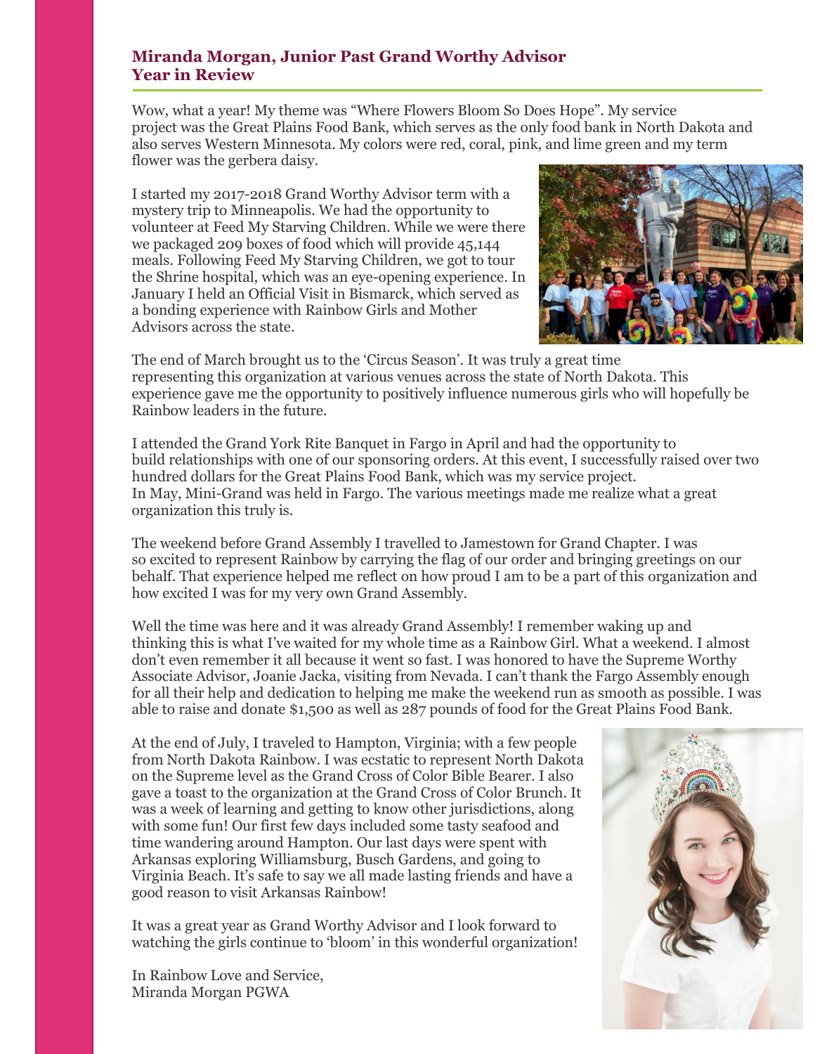## Miranda Morgan, Junior Past Grand Worthy Advisor
## Year in Review

Wow, what a year! My theme was "Where Flowers Bloom So Does Hope". My service project was the Great Plains Food Bank, which serves as the only food bank in North Dakota and also serves Western Minnesota. My colors were red, coral, pink, and lime green and my term flower was the gerbera daisy.

I started my 2017-2018 Grand Worthy Advisor term with a mystery trip to Minneapolis. We had the opportunity to volunteer at Feed My Starving Children. While we were there we packaged 209 boxes of food which will provide 45,144 meals. Following Feed My Starving Children, we got to tour the Shrine hospital, which was an eye-opening experience. In January I held an Official Visit in Bismarck, which served as a bonding experience with Rainbow Girls and Mother Advisors across the state.

The end of March brought us to the 'Circus Season'. It was truly a great time representing this organization at various venues across the state of North Dakota. This experience gave me the opportunity to positively influence numerous girls who will hopefully be Rainbow leaders in the future.

I attended the Grand York Rite Banquet in Fargo in April and had the opportunity to build relationships with one of our sponsoring orders. At this event, I successfully raised over two hundred dollars for the Great Plains Food Bank, which was my service project.
In May, Mini-Grand was held in Fargo. The various meetings made me realize what a great organization this truly is.

The weekend before Grand Assembly I travelled to Jamestown for Grand Chapter. I was so excited to represent Rainbow by carrying the flag of our order and bringing greetings on our behalf. That experience helped me reflect on how proud I am to be a part of this organization and how excited I was for my very own Grand Assembly.

Well the time was here and it was already Grand Assembly! I remember waking up and thinking this is what I've waited for my whole time as a Rainbow Girl. What a weekend. I almost don't even remember it all because it went so fast. I was honored to have the Supreme Worthy Associate Advisor, Joanie Jacka, visiting from Nevada. I can't thank the Fargo Assembly enough for all their help and dedication to helping me make the weekend run as smooth as possible. I was able to raise and donate $1,500 as well as 287 pounds of food for the Great Plains Food Bank.

At the end of July, I traveled to Hampton, Virginia; with a few people from North Dakota Rainbow. I was ecstatic to represent North Dakota on the Supreme level as the Grand Cross of Color Bible Bearer. I also gave a toast to the organization at the Grand Cross of Color Brunch. It was a week of learning and getting to know other jurisdictions, along with some fun! Our first few days included some tasty seafood and time wandering around Hampton. Our last days were spent with Arkansas exploring Williamsburg, Busch Gardens, and going to Virginia Beach. It's safe to say we all made lasting friends and have a good reason to visit Arkansas Rainbow!

It was a great year as Grand Worthy Advisor and I look forward to watching the girls continue to 'bloom' in this wonderful organization!

In Rainbow Love and Service,
Miranda Morgan PGWA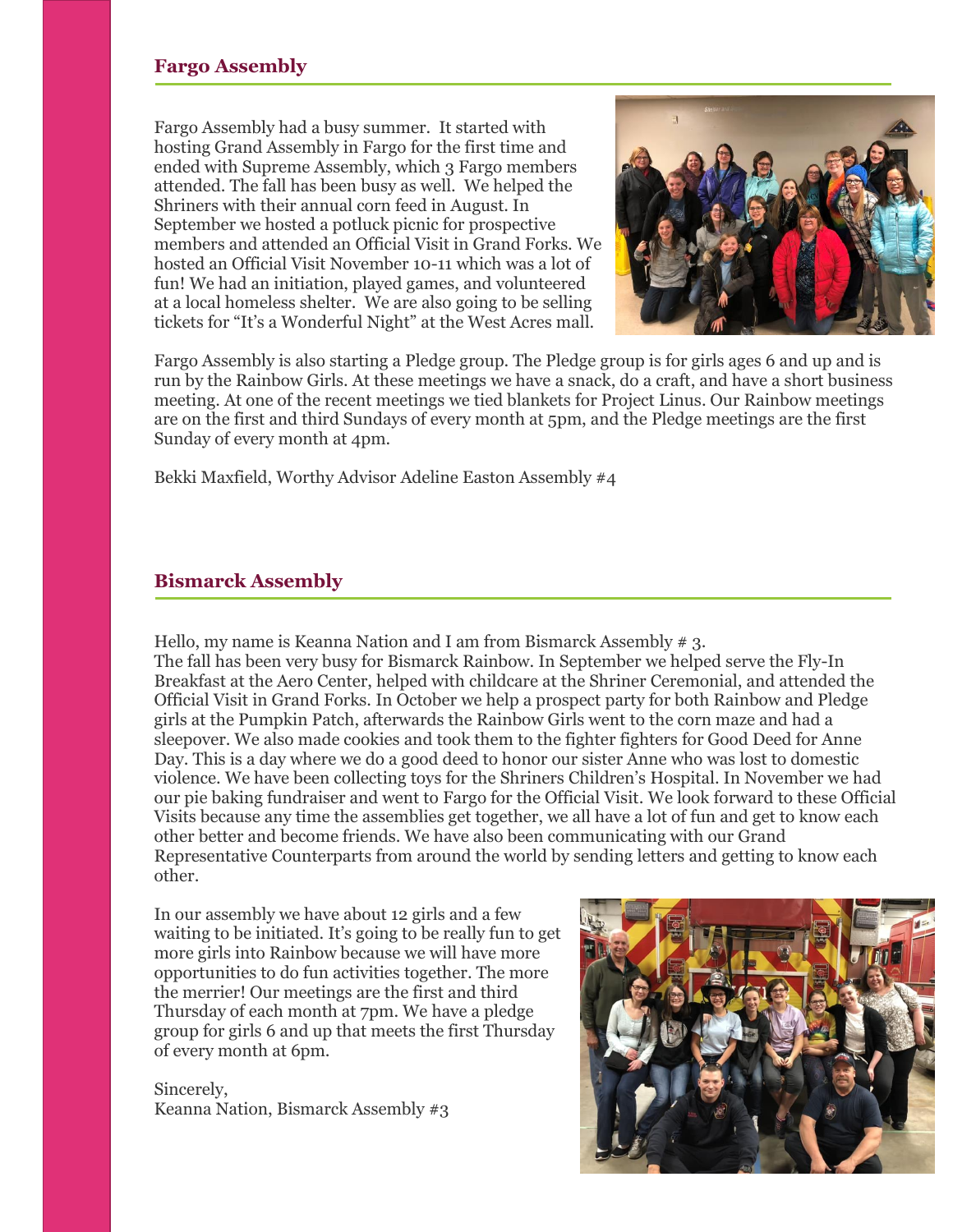## Fargo Assembly

Fargo Assembly had a busy summer. It started with hosting Grand Assembly in Fargo for the first time and ended with Supreme Assembly, which 3 Fargo members attended. The fall has been busy as well. We helped the Shriners with their annual corn feed in August. In September we hosted a potluck picnic for prospective members and attended an Official Visit in Grand Forks. We hosted an Official Visit November 10-11 which was a lot of fun! We had an initiation, played games, and volunteered at a local homeless shelter. We are also going to be selling tickets for "It's a Wonderful Night" at the West Acres mall.

Fargo Assembly is also starting a Pledge group. The Pledge group is for girls ages 6 and up and is run by the Rainbow Girls. At these meetings we have a snack, do a craft, and have a short business meeting. At one of the recent meetings we tied blankets for Project Linus. Our Rainbow meetings are on the first and third Sundays of every month at 5pm, and the Pledge meetings are the first Sunday of every month at 4pm.

Bekki Maxfield, Worthy Advisor Adeline Easton Assembly #4

## Bismarck Assembly

Hello, my name is Keanna Nation and I am from Bismarck Assembly # 3.
The fall has been very busy for Bismarck Rainbow. In September we helped serve the Fly-In Breakfast at the Aero Center, helped with childcare at the Shriner Ceremonial, and attended the Official Visit in Grand Forks. In October we help a prospect party for both Rainbow and Pledge girls at the Pumpkin Patch, afterwards the Rainbow Girls went to the corn maze and had a sleepover. We also made cookies and took them to the fighter fighters for Good Deed for Anne Day. This is a day where we do a good deed to honor our sister Anne who was lost to domestic violence. We have been collecting toys for the Shriners Children's Hospital. In November we had our pie baking fundraiser and went to Fargo for the Official Visit. We look forward to these Official Visits because any time the assemblies get together, we all have a lot of fun and get to know each other better and become friends. We have also been communicating with our Grand Representative Counterparts from around the world by sending letters and getting to know each other.

In our assembly we have about 12 girls and a few waiting to be initiated. It's going to be really fun to get more girls into Rainbow because we will have more opportunities to do fun activities together. The more the merrier! Our meetings are the first and third Thursday of each month at 7pm. We have a pledge group for girls 6 and up that meets the first Thursday of every month at 6pm.

Sincerely,
Keanna Nation, Bismarck Assembly #3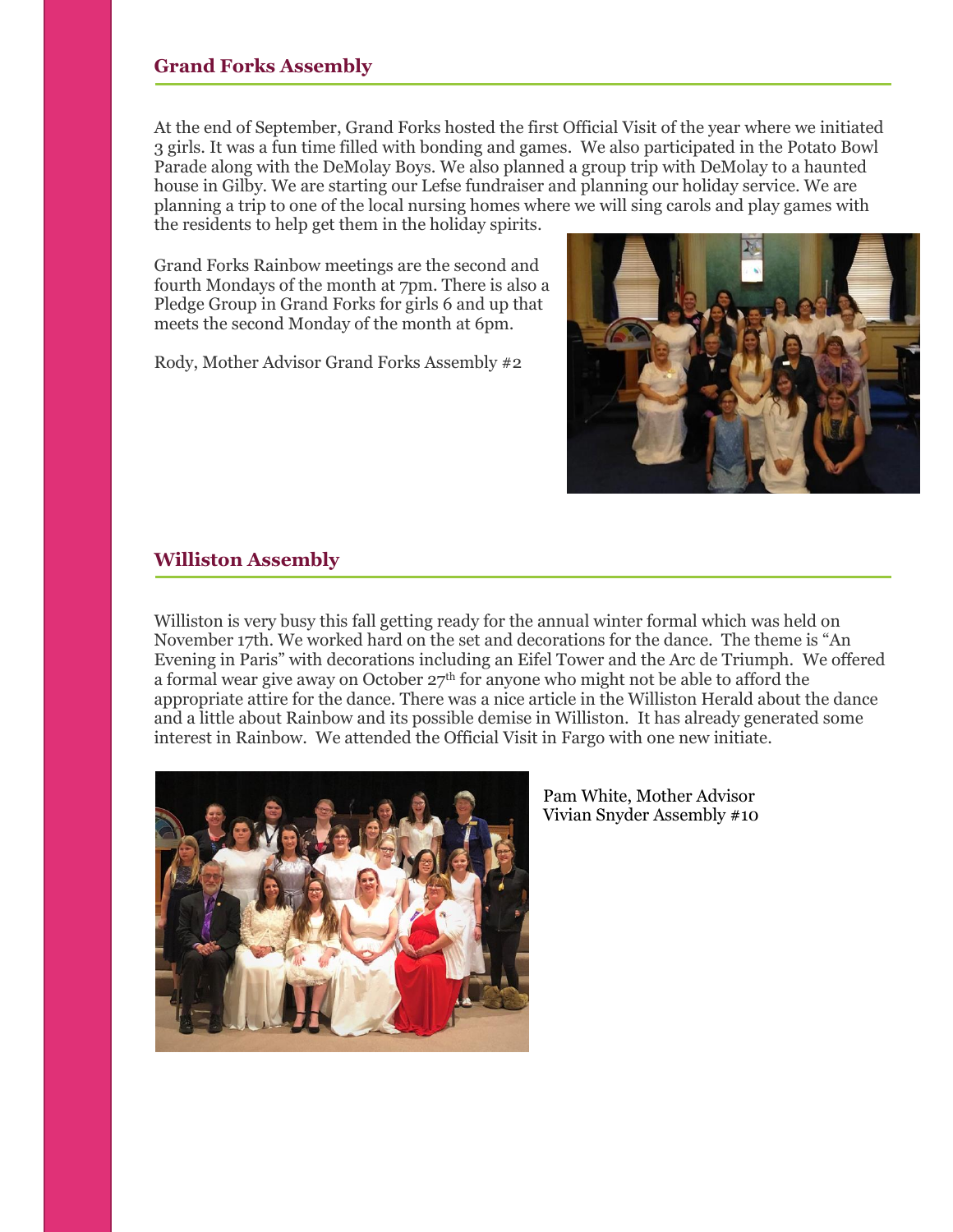## Grand Forks Assembly

At the end of September, Grand Forks hosted the first Official Visit of the year where we initiated 3 girls. It was a fun time filled with bonding and games. We also participated in the Potato Bowl Parade along with the DeMolay Boys. We also planned a group trip with DeMolay to a haunted house in Gilby. We are starting our Lefse fundraiser and planning our holiday service. We are planning a trip to one of the local nursing homes where we will sing carols and play games with the residents to help get them in the holiday spirits.

Grand Forks Rainbow meetings are the second and fourth Mondays of the month at 7pm. There is also a Pledge Group in Grand Forks for girls 6 and up that meets the second Monday of the month at 6pm.

Rody, Mother Advisor Grand Forks Assembly #2

## Williston Assembly

Williston is very busy this fall getting ready for the annual winter formal which was held on November 17th. We worked hard on the set and decorations for the dance. The theme is "An Evening in Paris" with decorations including an Eifel Tower and the Arc de Triumph. We offered a formal wear give away on October 27th for anyone who might not be able to afford the appropriate attire for the dance. There was a nice article in the Williston Herald about the dance and a little about Rainbow and its possible demise in Williston. It has already generated some interest in Rainbow. We attended the Official Visit in Fargo with one new initiate.

Pam White, Mother Advisor
Vivian Snyder Assembly #10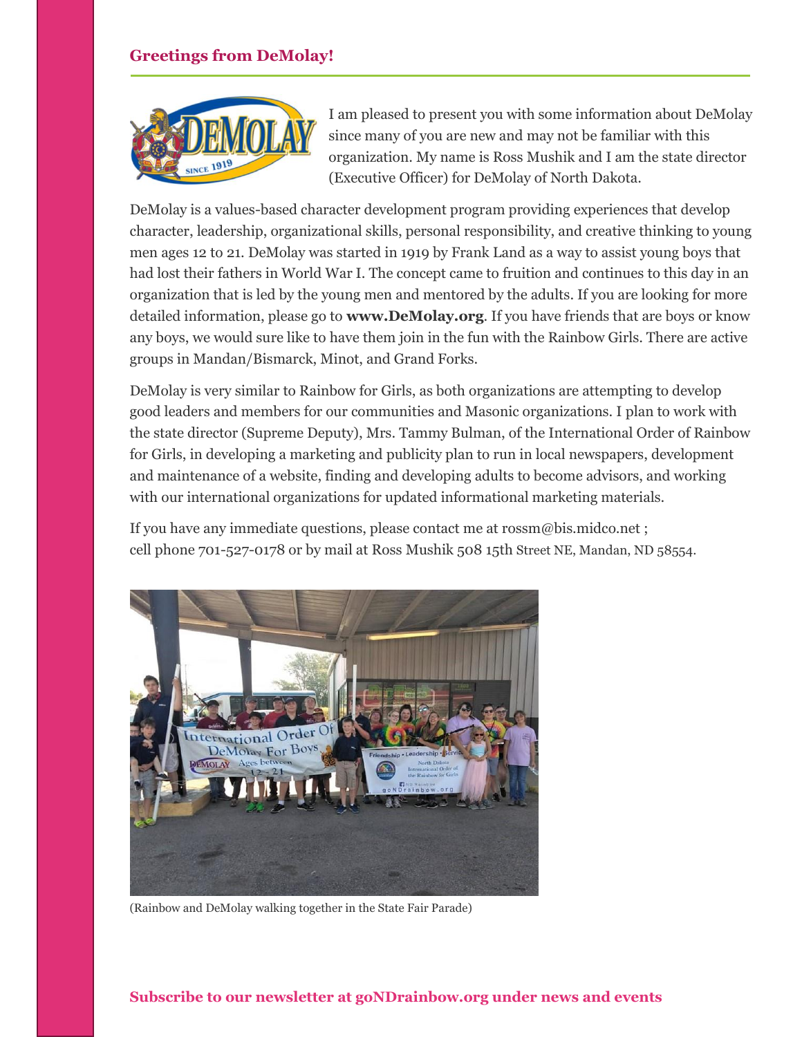## Greetings from DeMolay!

I am pleased to present you with some information about DeMolay since many of you are new and may not be familiar with this organization. My name is Ross Mushik and I am the state director (Executive Officer) for DeMolay of North Dakota.

DeMolay is a values-based character development program providing experiences that develop character, leadership, organizational skills, personal responsibility, and creative thinking to young men ages 12 to 21. DeMolay was started in 1919 by Frank Land as a way to assist young boys that had lost their fathers in World War I. The concept came to fruition and continues to this day in an organization that is led by the young men and mentored by the adults. If you are looking for more detailed information, please go to **www.DeMolay.org**. If you have friends that are boys or know any boys, we would sure like to have them join in the fun with the Rainbow Girls. There are active groups in Mandan/Bismarck, Minot, and Grand Forks.

DeMolay is very similar to Rainbow for Girls, as both organizations are attempting to develop good leaders and members for our communities and Masonic organizations. I plan to work with the state director (Supreme Deputy), Mrs. Tammy Bulman, of the International Order of Rainbow for Girls, in developing a marketing and publicity plan to run in local newspapers, development and maintenance of a website, finding and developing adults to become advisors, and working with our international organizations for updated informational marketing materials.

If you have any immediate questions, please contact me at rossm@bis.midco.net ; cell phone 701-527-0178 or by mail at Ross Mushik 508 15th Street NE, Mandan, ND 58554.

(Rainbow and DeMolay walking together in the State Fair Parade)

**Subscribe to our newsletter at goNDrainbow.org under news and events**